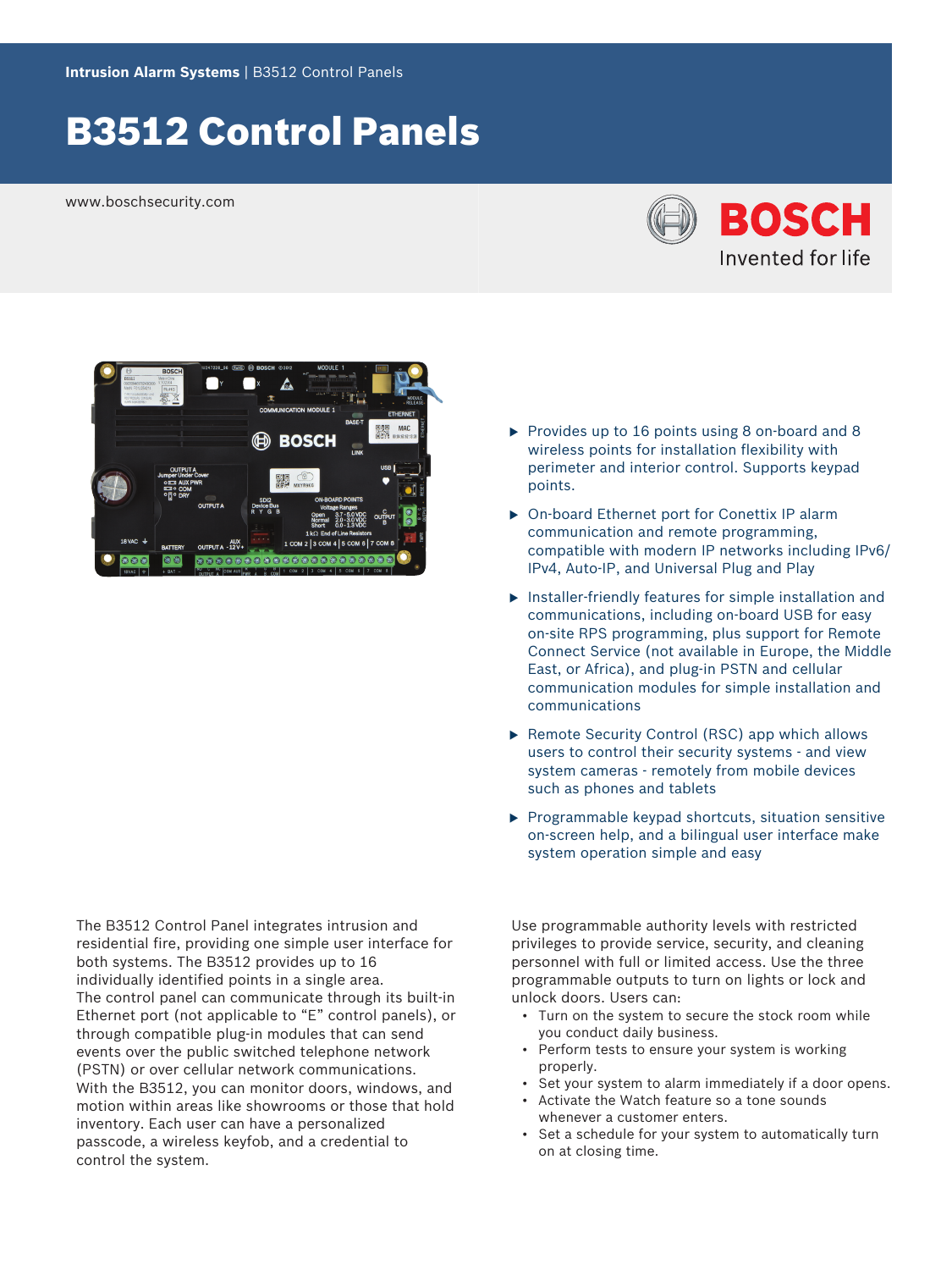Intrusion Alarm Systems | B3512 Control Panels

# B3512 Control Panels

www.boschsecurity.com

- Provides up to 16 points using 8 on-board and 8 wireless points for installation flexibility with perimeter and interior control. Supports keypad points.
- On-board Ethernet port for Conettix IP alarm communication and remote programming, compatible with modern IP networks including IPv6/IPv4, Auto-IP, and Universal Plug and Play
- Installer-friendly features for simple installation and communications, including on-board USB for easy on-site RPS programming, plus support for Remote Connect Service (not available in Europe, the Middle East, or Africa), and plug-in PSTN and cellular communication modules for simple installation and communications
- Remote Security Control (RSC) app which allows users to control their security systems - and view system cameras - remotely from mobile devices such as phones and tablets
- Programmable keypad shortcuts, situation sensitive on-screen help, and a bilingual user interface make system operation simple and easy

The B3512 Control Panel integrates intrusion and residential fire, providing one simple user interface for both systems. The B3512 provides up to 16 individually identified points in a single area.
The control panel can communicate through its built-in Ethernet port (not applicable to "E" control panels), or through compatible plug-in modules that can send events over the public switched telephone network (PSTN) or over cellular network communications.
With the B3512, you can monitor doors, windows, and motion within areas like showrooms or those that hold inventory. Each user can have a personalized passcode, a wireless keyfob, and a credential to control the system.

Use programmable authority levels with restricted privileges to provide service, security, and cleaning personnel with full or limited access. Use the three programmable outputs to turn on lights or lock and unlock doors. Users can:

- Turn on the system to secure the stock room while you conduct daily business.
- Perform tests to ensure your system is working properly.
- Set your system to alarm immediately if a door opens.
- Activate the Watch feature so a tone sounds whenever a customer enters.
- Set a schedule for your system to automatically turn on at closing time.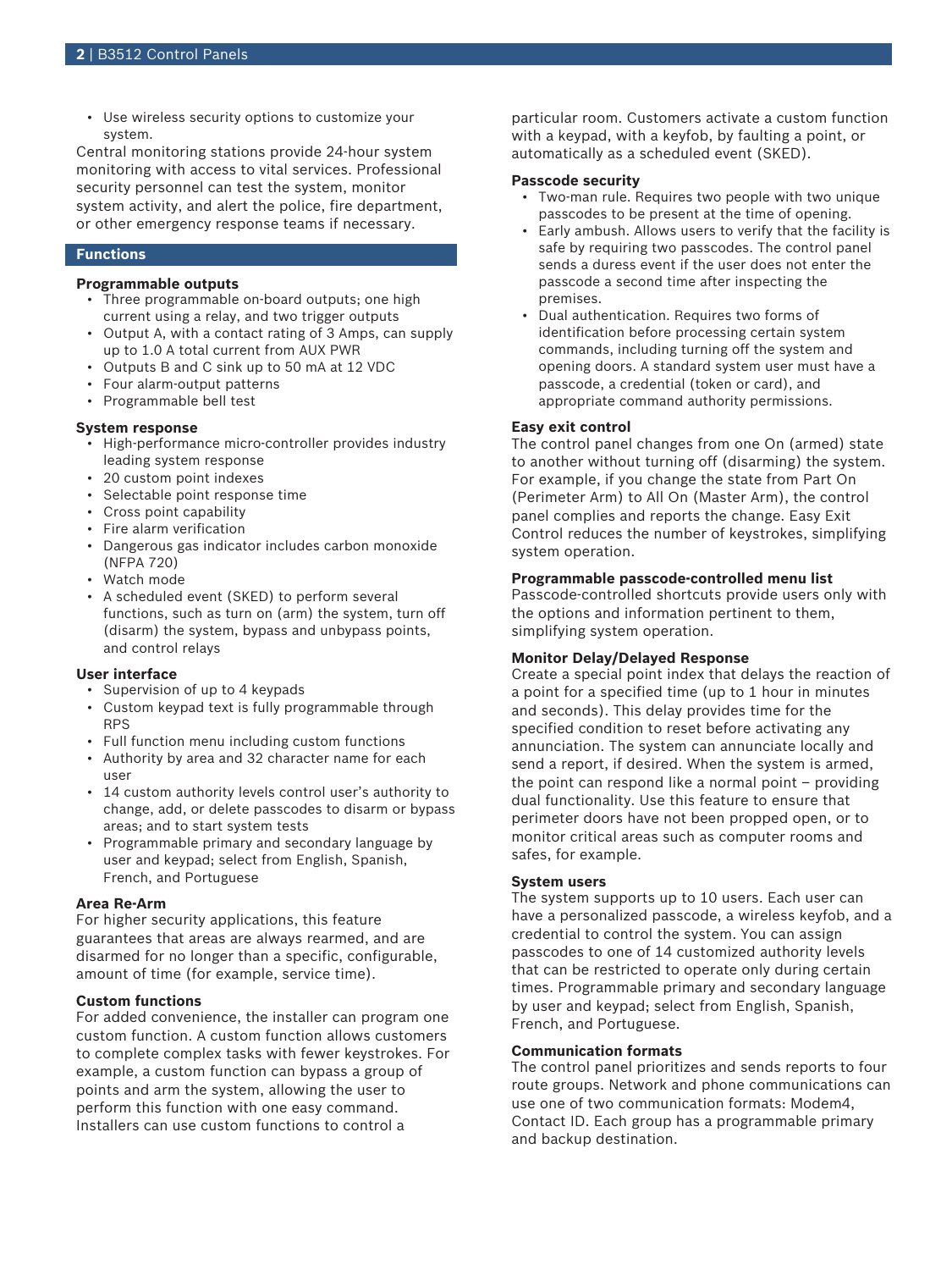- Use wireless security options to customize your system.

Central monitoring stations provide 24-hour system monitoring with access to vital services. Professional security personnel can test the system, monitor system activity, and alert the police, fire department, or other emergency response teams if necessary.

## Functions

### Programmable outputs

- Three programmable on-board outputs; one high current using a relay, and two trigger outputs
- Output A, with a contact rating of 3 Amps, can supply up to 1.0 A total current from AUX PWR
- Outputs B and C sink up to 50 mA at 12 VDC
- Four alarm-output patterns
- Programmable bell test

### System response

- High-performance micro-controller provides industry leading system response
- 20 custom point indexes
- Selectable point response time
- Cross point capability
- Fire alarm verification
- Dangerous gas indicator includes carbon monoxide (NFPA 720)
- Watch mode
- A scheduled event (SKED) to perform several functions, such as turn on (arm) the system, turn off (disarm) the system, bypass and unbypass points, and control relays

### User interface

- Supervision of up to 4 keypads
- Custom keypad text is fully programmable through RPS
- Full function menu including custom functions
- Authority by area and 32 character name for each user
- 14 custom authority levels control user's authority to change, add, or delete passcodes to disarm or bypass areas; and to start system tests
- Programmable primary and secondary language by user and keypad; select from English, Spanish, French, and Portuguese

### Area Re-Arm

For higher security applications, this feature guarantees that areas are always rearmed, and are disarmed for no longer than a specific, configurable, amount of time (for example, service time).

### Custom functions

For added convenience, the installer can program one custom function. A custom function allows customers to complete complex tasks with fewer keystrokes. For example, a custom function can bypass a group of points and arm the system, allowing the user to perform this function with one easy command. Installers can use custom functions to control a particular room. Customers activate a custom function with a keypad, with a keyfob, by faulting a point, or automatically as a scheduled event (SKED).

### Passcode security

- Two-man rule. Requires two people with two unique passcodes to be present at the time of opening.
- Early ambush. Allows users to verify that the facility is safe by requiring two passcodes. The control panel sends a duress event if the user does not enter the passcode a second time after inspecting the premises.
- Dual authentication. Requires two forms of identification before processing certain system commands, including turning off the system and opening doors. A standard system user must have a passcode, a credential (token or card), and appropriate command authority permissions.

### Easy exit control

The control panel changes from one On (armed) state to another without turning off (disarming) the system. For example, if you change the state from Part On (Perimeter Arm) to All On (Master Arm), the control panel complies and reports the change. Easy Exit Control reduces the number of keystrokes, simplifying system operation.

### Programmable passcode-controlled menu list

Passcode-controlled shortcuts provide users only with the options and information pertinent to them, simplifying system operation.

### Monitor Delay/Delayed Response

Create a special point index that delays the reaction of a point for a specified time (up to 1 hour in minutes and seconds). This delay provides time for the specified condition to reset before activating any annunciation. The system can annunciate locally and send a report, if desired. When the system is armed, the point can respond like a normal point – providing dual functionality. Use this feature to ensure that perimeter doors have not been propped open, or to monitor critical areas such as computer rooms and safes, for example.

### System users

The system supports up to 10 users. Each user can have a personalized passcode, a wireless keyfob, and a credential to control the system. You can assign passcodes to one of 14 customized authority levels that can be restricted to operate only during certain times. Programmable primary and secondary language by user and keypad; select from English, Spanish, French, and Portuguese.

### Communication formats

The control panel prioritizes and sends reports to four route groups. Network and phone communications can use one of two communication formats: Modem4, Contact ID. Each group has a programmable primary and backup destination.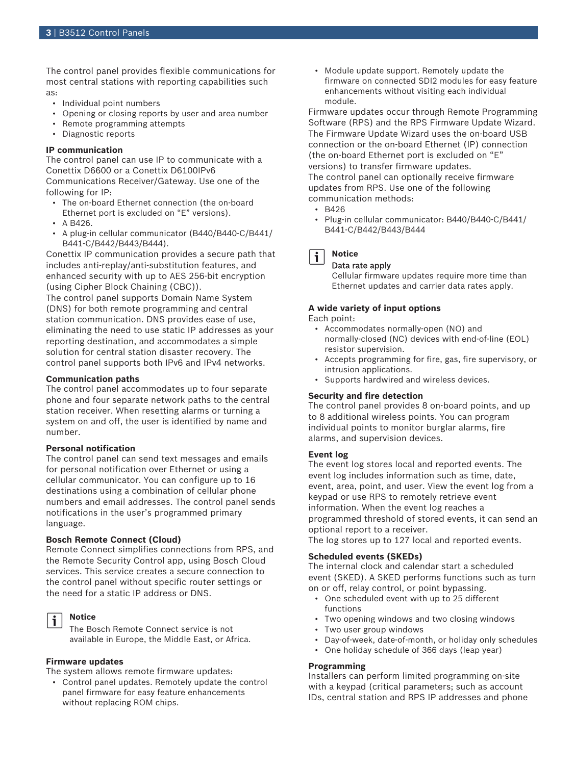The control panel provides flexible communications for most central stations with reporting capabilities such as:

- Individual point numbers
- Opening or closing reports by user and area number
- Remote programming attempts
- Diagnostic reports

**IP communication**

The control panel can use IP to communicate with a Conettix D6600 or a Conettix D6100IPv6 Communications Receiver/Gateway. Use one of the following for IP:

- The on-board Ethernet connection (the on-board Ethernet port is excluded on "E" versions).
- A B426.
- A plug-in cellular communicator (B440/B440-C/B441/B441-C/B442/B443/B444).

Conettix IP communication provides a secure path that includes anti-replay/anti-substitution features, and enhanced security with up to AES 256-bit encryption (using Cipher Block Chaining (CBC)).

The control panel supports Domain Name System (DNS) for both remote programming and central station communication. DNS provides ease of use, eliminating the need to use static IP addresses as your reporting destination, and accommodates a simple solution for central station disaster recovery. The control panel supports both IPv6 and IPv4 networks.

**Communication paths**

The control panel accommodates up to four separate phone and four separate network paths to the central station receiver. When resetting alarms or turning a system on and off, the user is identified by name and number.

**Personal notification**

The control panel can send text messages and emails for personal notification over Ethernet or using a cellular communicator. You can configure up to 16 destinations using a combination of cellular phone numbers and email addresses. The control panel sends notifications in the user's programmed primary language.

**Bosch Remote Connect (Cloud)**

Remote Connect simplifies connections from RPS, and the Remote Security Control app, using Bosch Cloud services. This service creates a secure connection to the control panel without specific router settings or the need for a static IP address or DNS.

> **Notice**
>
> The Bosch Remote Connect service is not available in Europe, the Middle East, or Africa.

**Firmware updates**

The system allows remote firmware updates:

- Control panel updates. Remotely update the control panel firmware for easy feature enhancements without replacing ROM chips.
- Module update support. Remotely update the firmware on connected SDI2 modules for easy feature enhancements without visiting each individual module.

Firmware updates occur through Remote Programming Software (RPS) and the RPS Firmware Update Wizard. The Firmware Update Wizard uses the on-board USB connection or the on-board Ethernet (IP) connection (the on-board Ethernet port is excluded on "E" versions) to transfer firmware updates.

The control panel can optionally receive firmware updates from RPS. Use one of the following communication methods:

- B426
- Plug-in cellular communicator: B440/B440-C/B441/B441-C/B442/B443/B444

> **Notice**
>
> **Data rate apply**
>
> Cellular firmware updates require more time than Ethernet updates and carrier data rates apply.

**A wide variety of input options**

Each point:

- Accommodates normally-open (NO) and normally-closed (NC) devices with end-of-line (EOL) resistor supervision.
- Accepts programming for fire, gas, fire supervisory, or intrusion applications.
- Supports hardwired and wireless devices.

**Security and fire detection**

The control panel provides 8 on-board points, and up to 8 additional wireless points. You can program individual points to monitor burglar alarms, fire alarms, and supervision devices.

**Event log**

The event log stores local and reported events. The event log includes information such as time, date, event, area, point, and user. View the event log from a keypad or use RPS to remotely retrieve event information. When the event log reaches a programmed threshold of stored events, it can send an optional report to a receiver.

The log stores up to 127 local and reported events.

**Scheduled events (SKEDs)**

The internal clock and calendar start a scheduled event (SKED). A SKED performs functions such as turn on or off, relay control, or point bypassing.

- One scheduled event with up to 25 different functions
- Two opening windows and two closing windows
- Two user group windows
- Day-of-week, date-of-month, or holiday only schedules
- One holiday schedule of 366 days (leap year)

**Programming**

Installers can perform limited programming on-site with a keypad (critical parameters; such as account IDs, central station and RPS IP addresses and phone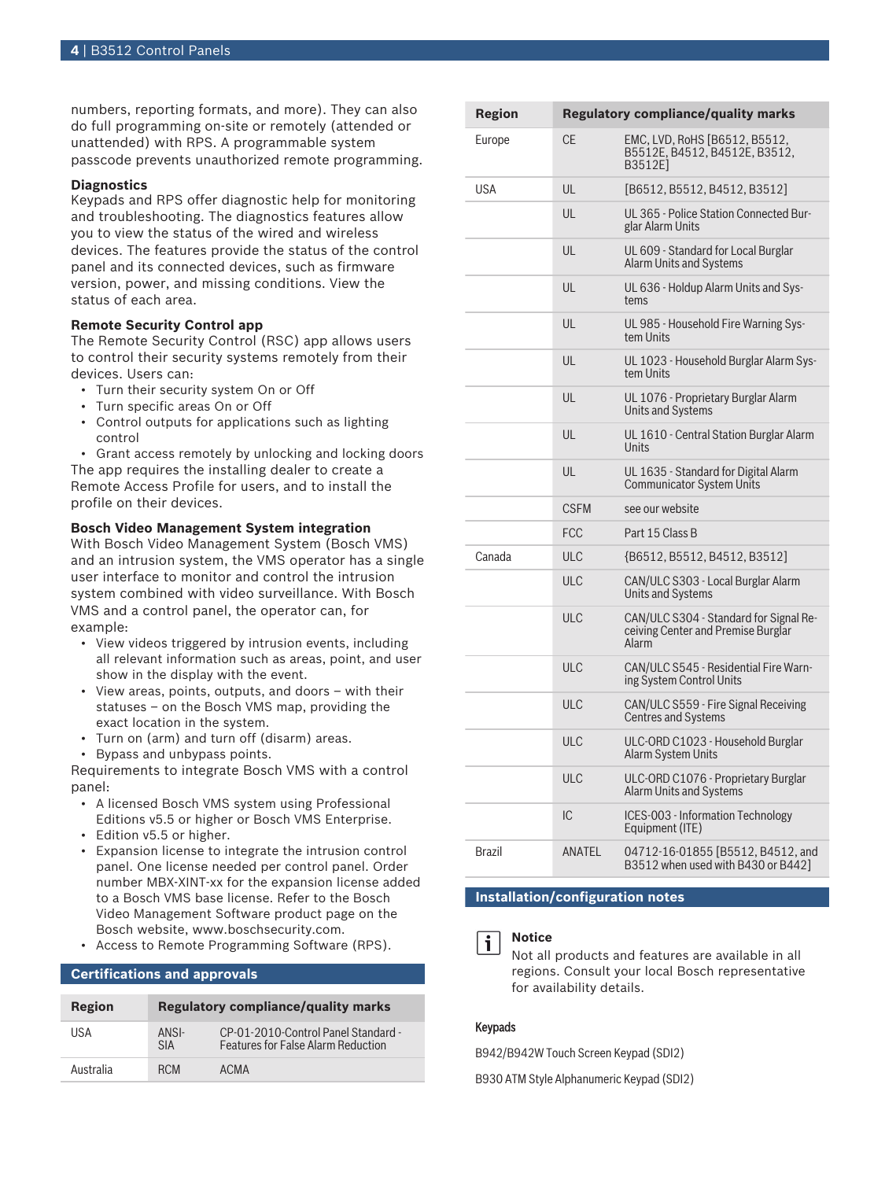numbers, reporting formats, and more). They can also do full programming on-site or remotely (attended or unattended) with RPS. A programmable system passcode prevents unauthorized remote programming.

**Diagnostics**

Keypads and RPS offer diagnostic help for monitoring and troubleshooting. The diagnostics features allow you to view the status of the wired and wireless devices. The features provide the status of the control panel and its connected devices, such as firmware version, power, and missing conditions. View the status of each area.

**Remote Security Control app**

The Remote Security Control (RSC) app allows users to control their security systems remotely from their devices. Users can:

- Turn their security system On or Off
- Turn specific areas On or Off
- Control outputs for applications such as lighting control
- Grant access remotely by unlocking and locking doors

The app requires the installing dealer to create a Remote Access Profile for users, and to install the profile on their devices.

**Bosch Video Management System integration**

With Bosch Video Management System (Bosch VMS) and an intrusion system, the VMS operator has a single user interface to monitor and control the intrusion system combined with video surveillance. With Bosch VMS and a control panel, the operator can, for example:

- View videos triggered by intrusion events, including all relevant information such as areas, point, and user show in the display with the event.
- View areas, points, outputs, and doors – with their statuses – on the Bosch VMS map, providing the exact location in the system.
- Turn on (arm) and turn off (disarm) areas.
- Bypass and unbypass points.

Requirements to integrate Bosch VMS with a control panel:

- A licensed Bosch VMS system using Professional Editions v5.5 or higher or Bosch VMS Enterprise.
- Edition v5.5 or higher.
- Expansion license to integrate the intrusion control panel. One license needed per control panel. Order number MBX-XINT-xx for the expansion license added to a Bosch VMS base license. Refer to the Bosch Video Management Software product page on the Bosch website, www.boschsecurity.com.
- Access to Remote Programming Software (RPS).

## Certifications and approvals

| Region | Regulatory compliance/quality marks | |
|---|---|---|
| USA | ANSI-SIA | CP-01-2010-Control Panel Standard - Features for False Alarm Reduction |
| Australia | RCM | ACMA |
| Europe | CE | EMC, LVD, RoHS [B6512, B5512, B5512E, B4512, B4512E, B3512, B3512E] |
| USA | UL | [B6512, B5512, B4512, B3512] |
| | UL | UL 365 - Police Station Connected Burglar Alarm Units |
| | UL | UL 609 - Standard for Local Burglar Alarm Units and Systems |
| | UL | UL 636 - Holdup Alarm Units and Systems |
| | UL | UL 985 - Household Fire Warning System Units |
| | UL | UL 1023 - Household Burglar Alarm System Units |
| | UL | UL 1076 - Proprietary Burglar Alarm Units and Systems |
| | UL | UL 1610 - Central Station Burglar Alarm Units |
| | UL | UL 1635 - Standard for Digital Alarm Communicator System Units |
| | CSFM | see our website |
| | FCC | Part 15 Class B |
| Canada | ULC | {B6512, B5512, B4512, B3512] |
| | ULC | CAN/ULC S303 - Local Burglar Alarm Units and Systems |
| | ULC | CAN/ULC S304 - Standard for Signal Receiving Center and Premise Burglar Alarm |
| | ULC | CAN/ULC S545 - Residential Fire Warning System Control Units |
| | ULC | CAN/ULC S559 - Fire Signal Receiving Centres and Systems |
| | ULC | ULC-ORD C1023 - Household Burglar Alarm System Units |
| | ULC | ULC-ORD C1076 - Proprietary Burglar Alarm Units and Systems |
| | IC | ICES-003 - Information Technology Equipment (ITE) |
| Brazil | ANATEL | 04712-16-01855 [B5512, B4512, and B3512 when used with B430 or B442] |

## Installation/configuration notes

**Notice**

Not all products and features are available in all regions. Consult your local Bosch representative for availability details.

**Keypads**

B942/B942W Touch Screen Keypad (SDI2)

B930 ATM Style Alphanumeric Keypad (SDI2)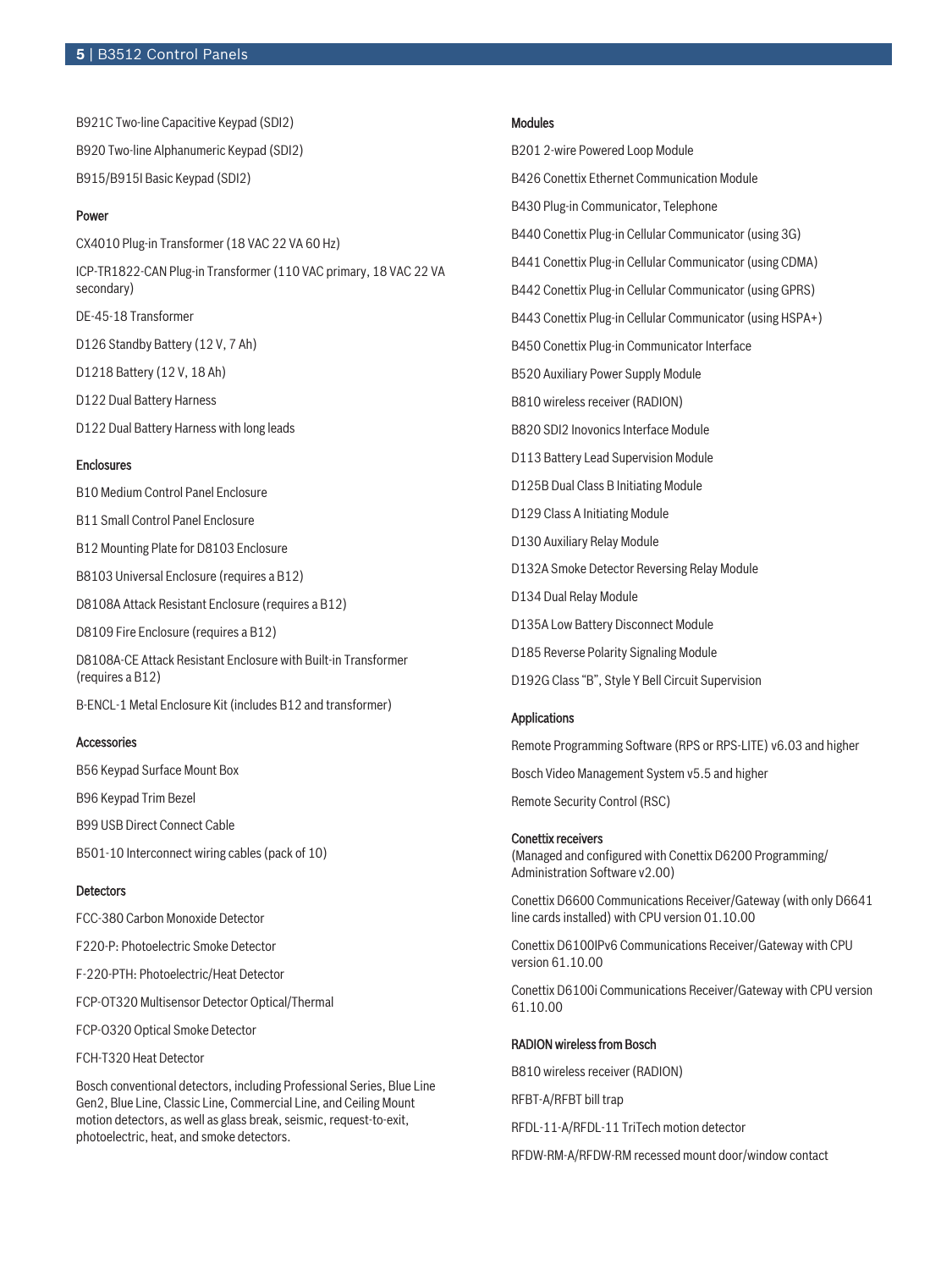B921C Two-line Capacitive Keypad (SDI2)

B920 Two-line Alphanumeric Keypad (SDI2)

B915/B915I Basic Keypad (SDI2)

### Power

CX4010 Plug-in Transformer (18 VAC 22 VA 60 Hz)

ICP-TR1822-CAN Plug-in Transformer (110 VAC primary, 18 VAC 22 VA secondary)

DE-45-18 Transformer

D126 Standby Battery (12 V, 7 Ah)

D1218 Battery (12 V, 18 Ah)

D122 Dual Battery Harness

D122 Dual Battery Harness with long leads

### Enclosures

B10 Medium Control Panel Enclosure

B11 Small Control Panel Enclosure

B12 Mounting Plate for D8103 Enclosure

B8103 Universal Enclosure (requires a B12)

D8108A Attack Resistant Enclosure (requires a B12)

D8109 Fire Enclosure (requires a B12)

D8108A-CE Attack Resistant Enclosure with Built-in Transformer (requires a B12)

B-ENCL-1 Metal Enclosure Kit (includes B12 and transformer)

### Accessories

B56 Keypad Surface Mount Box

B96 Keypad Trim Bezel

B99 USB Direct Connect Cable

B501-10 Interconnect wiring cables (pack of 10)

### Detectors

FCC-380 Carbon Monoxide Detector

F220-P: Photoelectric Smoke Detector

F-220-PTH: Photoelectric/Heat Detector

FCP-OT320 Multisensor Detector Optical/Thermal

FCP-O320 Optical Smoke Detector

FCH-T320 Heat Detector

Bosch conventional detectors, including Professional Series, Blue Line Gen2, Blue Line, Classic Line, Commercial Line, and Ceiling Mount motion detectors, as well as glass break, seismic, request-to-exit, photoelectric, heat, and smoke detectors.

### Modules

B201 2-wire Powered Loop Module

B426 Conettix Ethernet Communication Module

B430 Plug-in Communicator, Telephone

B440 Conettix Plug-in Cellular Communicator (using 3G)

B441 Conettix Plug-in Cellular Communicator (using CDMA)

B442 Conettix Plug-in Cellular Communicator (using GPRS)

B443 Conettix Plug-in Cellular Communicator (using HSPA+)

B450 Conettix Plug-in Communicator Interface

B520 Auxiliary Power Supply Module

B810 wireless receiver (RADION)

B820 SDI2 Inovonics Interface Module

D113 Battery Lead Supervision Module

D125B Dual Class B Initiating Module

D129 Class A Initiating Module

D130 Auxiliary Relay Module

D132A Smoke Detector Reversing Relay Module

D134 Dual Relay Module

D135A Low Battery Disconnect Module

D185 Reverse Polarity Signaling Module

D192G Class “B”, Style Y Bell Circuit Supervision

### Applications

Remote Programming Software (RPS or RPS-LITE) v6.03 and higher

Bosch Video Management System v5.5 and higher

Remote Security Control (RSC)

### Conettix receivers

(Managed and configured with Conettix D6200 Programming/Administration Software v2.00)

Conettix D6600 Communications Receiver/Gateway (with only D6641 line cards installed) with CPU version 01.10.00

Conettix D6100IPv6 Communications Receiver/Gateway with CPU version 61.10.00

Conettix D6100i Communications Receiver/Gateway with CPU version 61.10.00

### RADION wireless from Bosch

B810 wireless receiver (RADION)

RFBT-A/RFBT bill trap

RFDL-11-A/RFDL-11 TriTech motion detector

RFDW-RM-A/RFDW-RM recessed mount door/window contact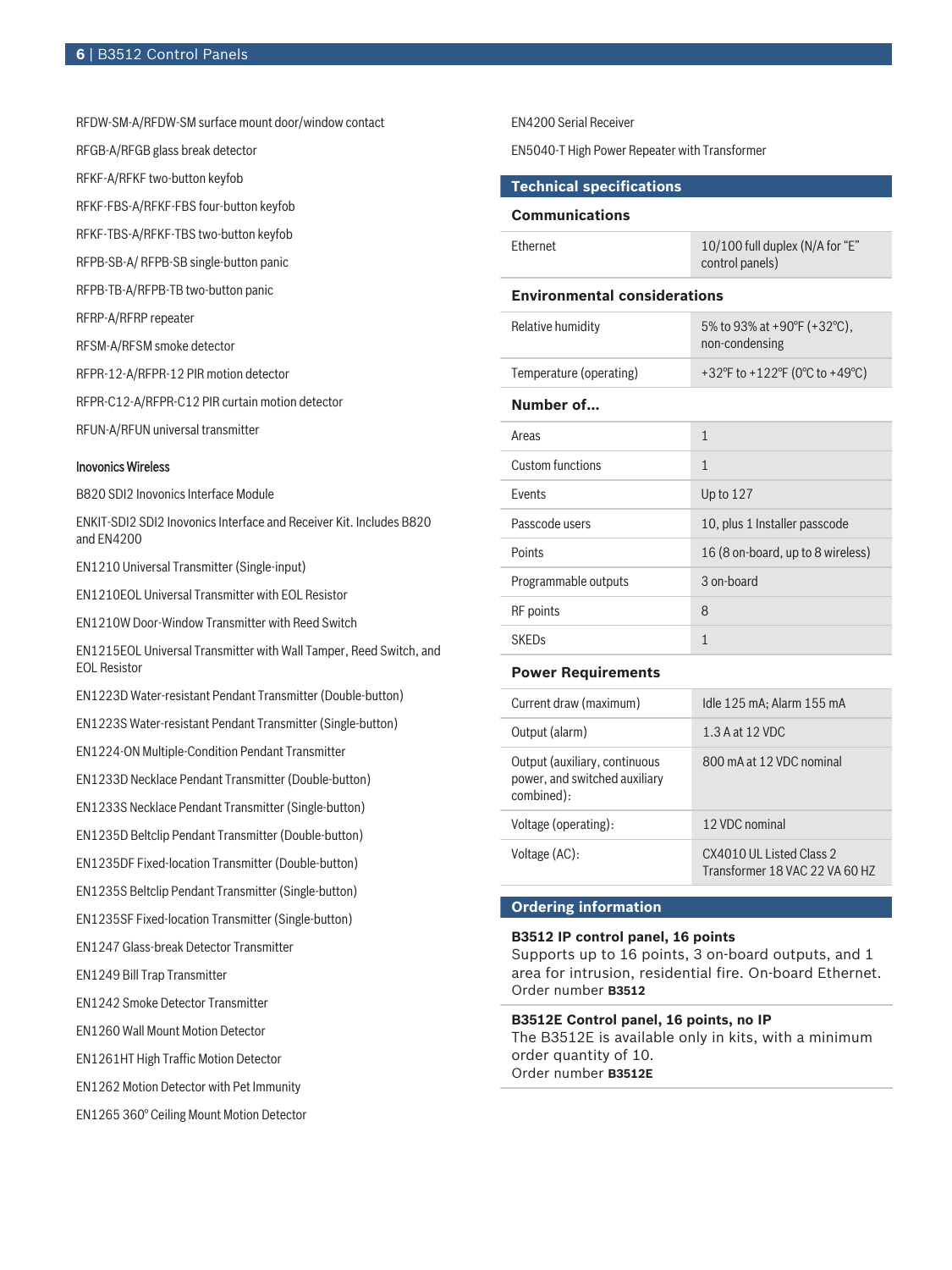RFDW-SM-A/RFDW-SM surface mount door/window contact

RFGB-A/RFGB glass break detector

RFKF-A/RFKF two-button keyfob

RFKF-FBS-A/RFKF-FBS four-button keyfob

RFKF-TBS-A/RFKF-TBS two-button keyfob

RFPB-SB-A/ RFPB-SB single-button panic

RFPB-TB-A/RFPB-TB two-button panic

RFRP-A/RFRP repeater

RFSM-A/RFSM smoke detector

RFPR-12-A/RFPR-12 PIR motion detector

RFPR-C12-A/RFPR-C12 PIR curtain motion detector

RFUN-A/RFUN universal transmitter

#### Inovonics Wireless

B820 SDI2 Inovonics Interface Module

ENKIT-SDI2 SDI2 Inovonics Interface and Receiver Kit. Includes B820 and EN4200

EN1210 Universal Transmitter (Single-input)

EN1210EOL Universal Transmitter with EOL Resistor

EN1210W Door-Window Transmitter with Reed Switch

EN1215EOL Universal Transmitter with Wall Tamper, Reed Switch, and EOL Resistor

EN1223D Water-resistant Pendant Transmitter (Double-button)

EN1223S Water-resistant Pendant Transmitter (Single-button)

EN1224-ON Multiple-Condition Pendant Transmitter

EN1233D Necklace Pendant Transmitter (Double-button)

EN1233S Necklace Pendant Transmitter (Single-button)

EN1235D Beltclip Pendant Transmitter (Double-button)

EN1235DF Fixed-location Transmitter (Double-button)

EN1235S Beltclip Pendant Transmitter (Single-button)

EN1235SF Fixed-location Transmitter (Single-button)

EN1247 Glass-break Detector Transmitter

EN1249 Bill Trap Transmitter

EN1242 Smoke Detector Transmitter

EN1260 Wall Mount Motion Detector

EN1261HT High Traffic Motion Detector

EN1262 Motion Detector with Pet Immunity

EN1265 360° Ceiling Mount Motion Detector

EN4200 Serial Receiver

EN5040-T High Power Repeater with Transformer

## Technical specifications

### Communications

| | |
|---|---|
| Ethernet | 10/100 full duplex (N/A for "E" control panels) |

### Environmental considerations

| | |
|---|---|
| Relative humidity | 5% to 93% at +90°F (+32°C), non-condensing |
| Temperature (operating) | +32°F to +122°F (0°C to +49°C) |

### Number of...

| | |
|---|---|
| Areas | 1 |
| Custom functions | 1 |
| Events | Up to 127 |
| Passcode users | 10, plus 1 Installer passcode |
| Points | 16 (8 on-board, up to 8 wireless) |
| Programmable outputs | 3 on-board |
| RF points | 8 |
| SKEDs | 1 |

### Power Requirements

| | |
|---|---|
| Current draw (maximum) | Idle 125 mA; Alarm 155 mA |
| Output (alarm) | 1.3 A at 12 VDC |
| Output (auxiliary, continuous power, and switched auxiliary combined): | 800 mA at 12 VDC nominal |
| Voltage (operating): | 12 VDC nominal |
| Voltage (AC): | CX4010 UL Listed Class 2 Transformer 18 VAC 22 VA 60 HZ |

## Ordering information

**B3512 IP control panel, 16 points**
Supports up to 16 points, 3 on-board outputs, and 1 area for intrusion, residential fire. On-board Ethernet.
Order number **B3512**

**B3512E Control panel, 16 points, no IP**
The B3512E is available only in kits, with a minimum order quantity of 10.
Order number **B3512E**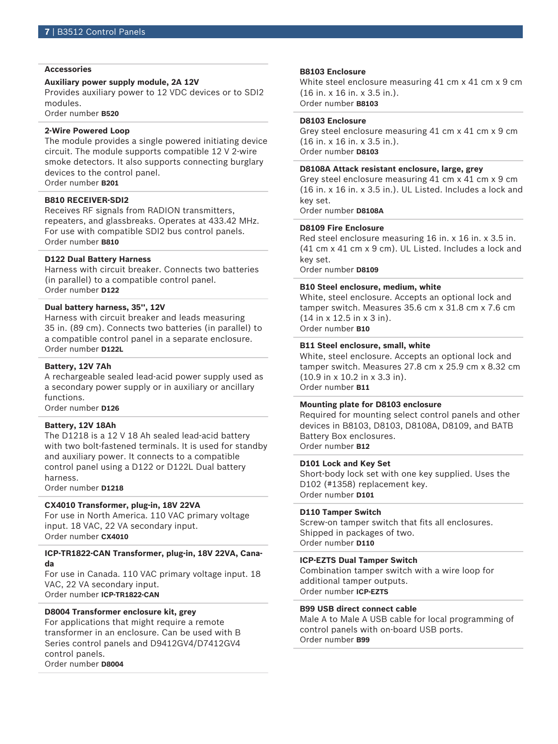## Accessories

**Auxiliary power supply module, 2A 12V**
Provides auxiliary power to 12 VDC devices or to SDI2 modules.
Order number **B520**

**2-Wire Powered Loop**
The module provides a single powered initiating device circuit. The module supports compatible 12 V 2-wire smoke detectors. It also supports connecting burglary devices to the control panel.
Order number **B201**

**B810 RECEIVER-SDI2**
Receives RF signals from RADION transmitters, repeaters, and glassbreaks. Operates at 433.42 MHz. For use with compatible SDI2 bus control panels.
Order number **B810**

**D122 Dual Battery Harness**
Harness with circuit breaker. Connects two batteries (in parallel) to a compatible control panel.
Order number **D122**

**Dual battery harness, 35", 12V**
Harness with circuit breaker and leads measuring 35 in. (89 cm). Connects two batteries (in parallel) to a compatible control panel in a separate enclosure.
Order number **D122L**

**Battery, 12V 7Ah**
A rechargeable sealed lead-acid power supply used as a secondary power supply or in auxiliary or ancillary functions.
Order number **D126**

**Battery, 12V 18Ah**
The D1218 is a 12 V 18 Ah sealed lead-acid battery with two bolt-fastened terminals. It is used for standby and auxiliary power. It connects to a compatible control panel using a D122 or D122L Dual battery harness.
Order number **D1218**

**CX4010 Transformer, plug-in, 18V 22VA**
For use in North America. 110 VAC primary voltage input. 18 VAC, 22 VA secondary input.
Order number **CX4010**

**ICP-TR1822-CAN Transformer, plug-in, 18V 22VA, Canada**
For use in Canada. 110 VAC primary voltage input. 18 VAC, 22 VA secondary input.
Order number **ICP-TR1822-CAN**

**D8004 Transformer enclosure kit, grey**
For applications that might require a remote transformer in an enclosure. Can be used with B Series control panels and D9412GV4/D7412GV4 control panels.
Order number **D8004**

**B8103 Enclosure**
White steel enclosure measuring 41 cm x 41 cm x 9 cm (16 in. x 16 in. x 3.5 in.).
Order number **B8103**

**D8103 Enclosure**
Grey steel enclosure measuring 41 cm x 41 cm x 9 cm (16 in. x 16 in. x 3.5 in.).
Order number **D8103**

**D8108A Attack resistant enclosure, large, grey**
Grey steel enclosure measuring 41 cm x 41 cm x 9 cm (16 in. x 16 in. x 3.5 in.). UL Listed. Includes a lock and key set.
Order number **D8108A**

**D8109 Fire Enclosure**
Red steel enclosure measuring 16 in. x 16 in. x 3.5 in. (41 cm x 41 cm x 9 cm). UL Listed. Includes a lock and key set.
Order number **D8109**

**B10 Steel enclosure, medium, white**
White, steel enclosure. Accepts an optional lock and tamper switch. Measures 35.6 cm x 31.8 cm x 7.6 cm (14 in x 12.5 in x 3 in).
Order number **B10**

**B11 Steel enclosure, small, white**
White, steel enclosure. Accepts an optional lock and tamper switch. Measures 27.8 cm x 25.9 cm x 8.32 cm (10.9 in x 10.2 in x 3.3 in).
Order number **B11**

**Mounting plate for D8103 enclosure**
Required for mounting select control panels and other devices in B8103, D8103, D8108A, D8109, and BATB Battery Box enclosures.
Order number **B12**

**D101 Lock and Key Set**
Short-body lock set with one key supplied. Uses the D102 (#1358) replacement key.
Order number **D101**

**D110 Tamper Switch**
Screw-on tamper switch that fits all enclosures. Shipped in packages of two.
Order number **D110**

**ICP-EZTS Dual Tamper Switch**
Combination tamper switch with a wire loop for additional tamper outputs.
Order number **ICP-EZTS**

**B99 USB direct connect cable**
Male A to Male A USB cable for local programming of control panels with on-board USB ports.
Order number **B99**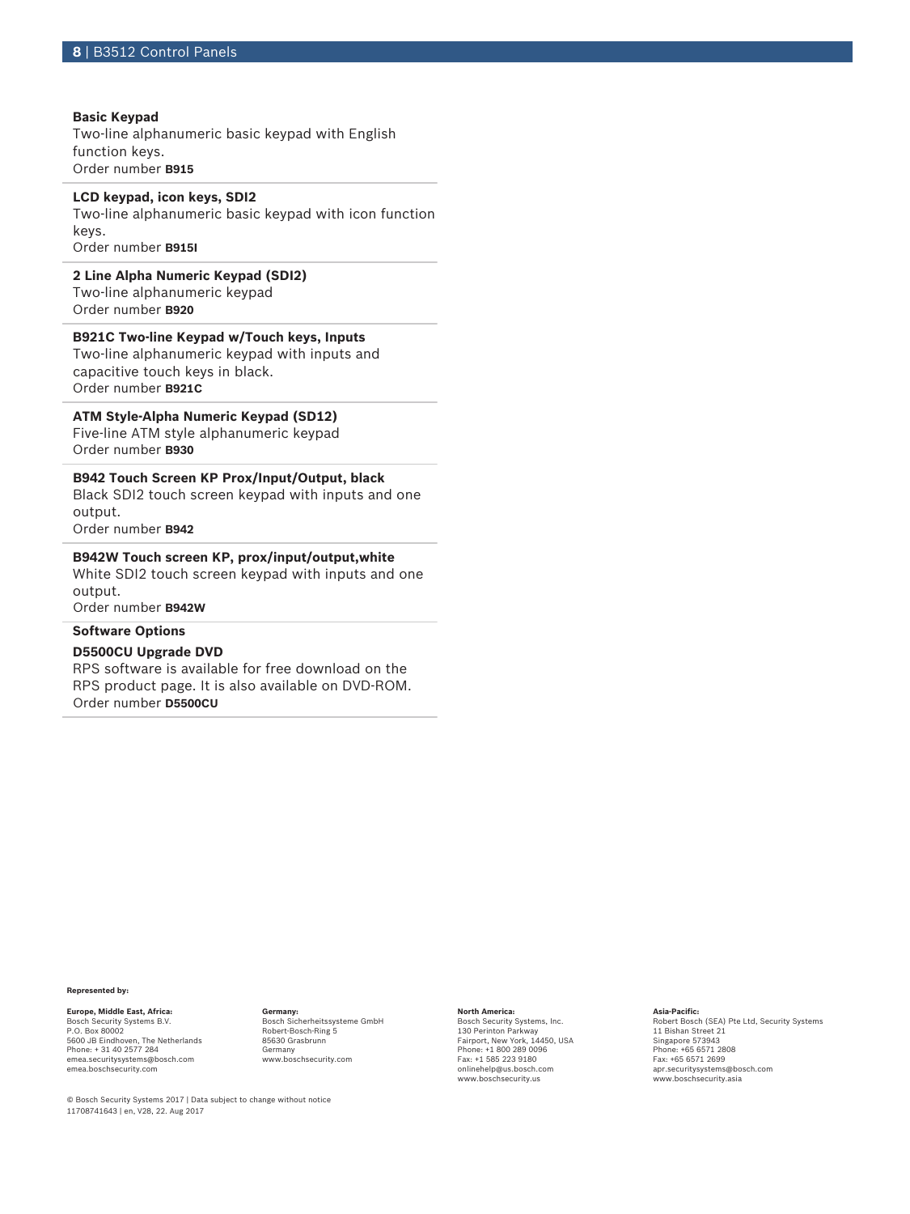**Basic Keypad**
Two-line alphanumeric basic keypad with English function keys.
Order number **B915**

**LCD keypad, icon keys, SDI2**
Two-line alphanumeric basic keypad with icon function keys.
Order number **B915I**

**2 Line Alpha Numeric Keypad (SDI2)**
Two-line alphanumeric keypad
Order number **B920**

**B921C Two-line Keypad w/Touch keys, Inputs**
Two-line alphanumeric keypad with inputs and capacitive touch keys in black.
Order number **B921C**

**ATM Style-Alpha Numeric Keypad (SD12)**
Five-line ATM style alphanumeric keypad
Order number **B930**

**B942 Touch Screen KP Prox/Input/Output, black**
Black SDI2 touch screen keypad with inputs and one output.
Order number **B942**

**B942W Touch screen KP, prox/input/output,white**
White SDI2 touch screen keypad with inputs and one output.
Order number **B942W**

**Software Options**

**D5500CU Upgrade DVD**
RPS software is available for free download on the RPS product page. It is also available on DVD-ROM.
Order number **D5500CU**

**Represented by:**

**Europe, Middle East, Africa:**
Bosch Security Systems B.V.
P.O. Box 80002
5600 JB Eindhoven, The Netherlands
Phone: + 31 40 2577 284
emea.securitysystems@bosch.com
emea.boschsecurity.com

**Germany:**
Bosch Sicherheitssysteme GmbH
Robert-Bosch-Ring 5
85630 Grasbrunn
Germany
www.boschsecurity.com

**North America:**
Bosch Security Systems, Inc.
130 Perinton Parkway
Fairport, New York, 14450, USA
Phone: +1 800 289 0096
Fax: +1 585 223 9180
onlinehelp@us.bosch.com
www.boschsecurity.us

**Asia-Pacific:**
Robert Bosch (SEA) Pte Ltd, Security Systems
11 Bishan Street 21
Singapore 573943
Phone: +65 6571 2808
Fax: +65 6571 2699
apr.securitysystems@bosch.com
www.boschsecurity.asia

© Bosch Security Systems 2017 | Data subject to change without notice
11708741643 | en, V28, 22. Aug 2017